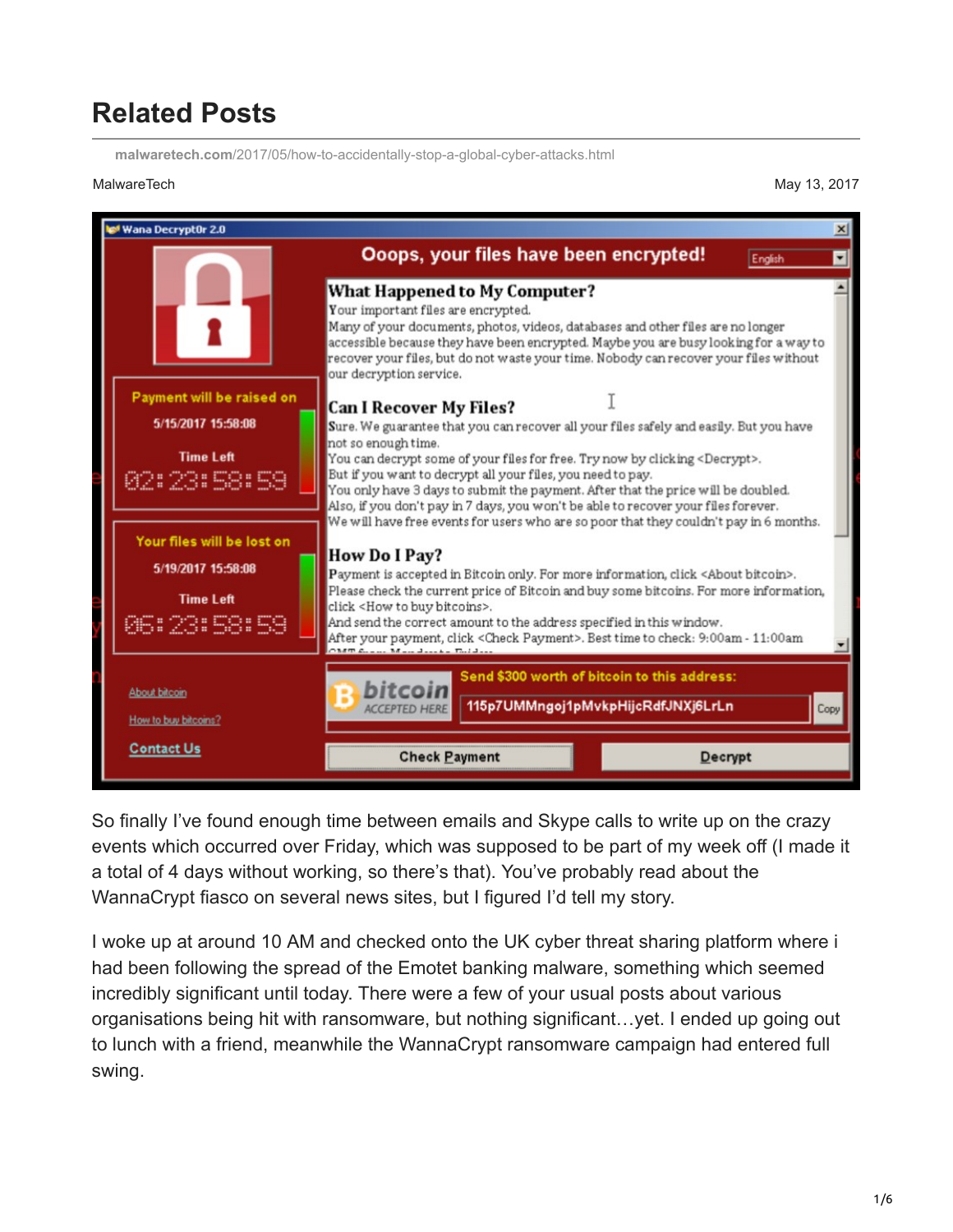# Related Posts

malwaretech.com/2017/05/how-to-accidentally-stop-a-global-cyber-attacks.html

MalwareTech

May 13, 2017

So finally I've found enough time between emails and Skype calls to write up on the crazy events which occurred over Friday, which was supposed to be part of my week off (I made it a total of 4 days without working, so there's that). You've probably read about the WannaCrypt fiasco on several news sites, but I figured I'd tell my story.

I woke up at around 10 AM and checked onto the UK cyber threat sharing platform where i had been following the spread of the Emotet banking malware, something which seemed incredibly significant until today. There were a few of your usual posts about various organisations being hit with ransomware, but nothing significant…yet. I ended up going out to lunch with a friend, meanwhile the WannaCrypt ransomware campaign had entered full swing.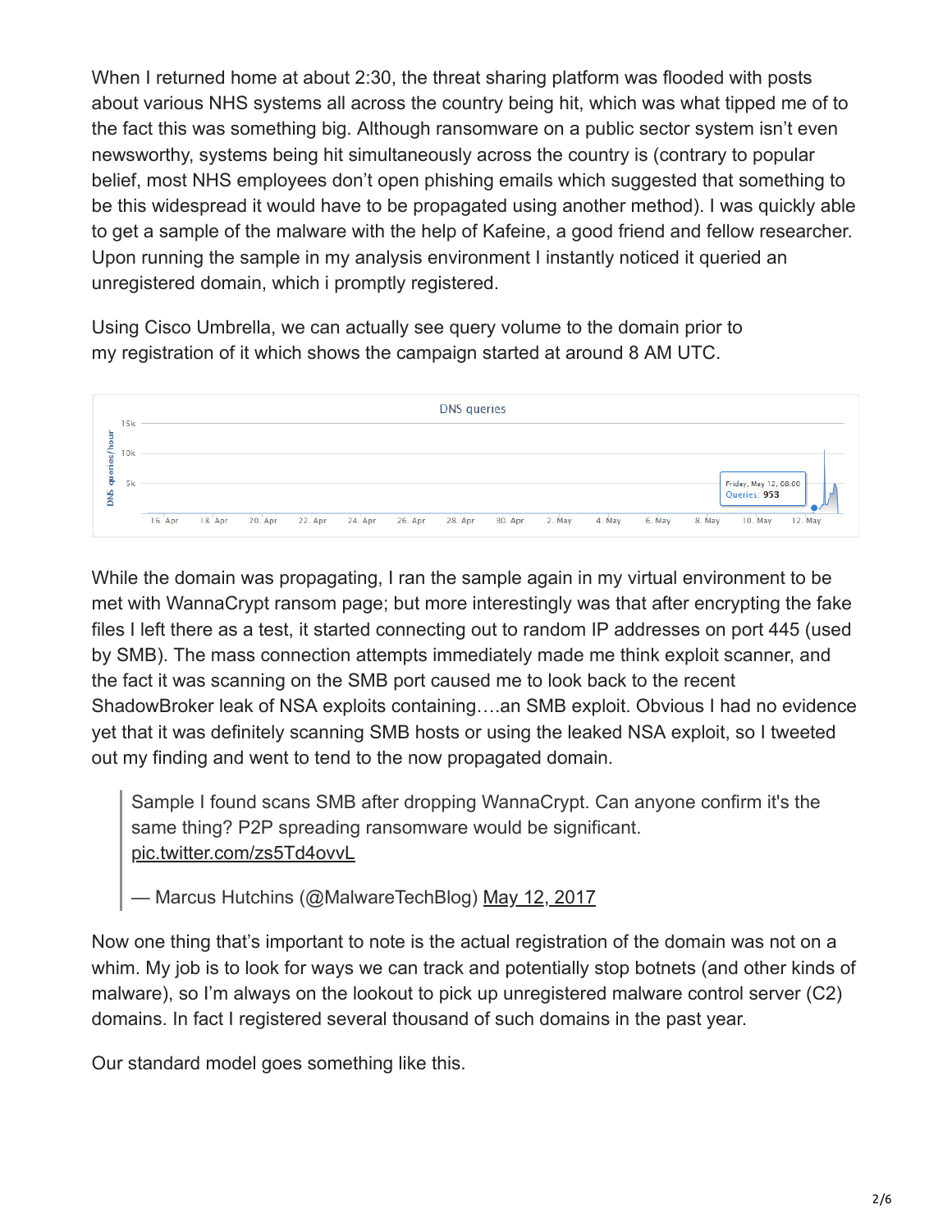When I returned home at about 2:30, the threat sharing platform was flooded with posts about various NHS systems all across the country being hit, which was what tipped me of to the fact this was something big. Although ransomware on a public sector system isn't even newsworthy, systems being hit simultaneously across the country is (contrary to popular belief, most NHS employees don't open phishing emails which suggested that something to be this widespread it would have to be propagated using another method). I was quickly able to get a sample of the malware with the help of Kafeine, a good friend and fellow researcher. Upon running the sample in my analysis environment I instantly noticed it queried an unregistered domain, which i promptly registered.

Using Cisco Umbrella, we can actually see query volume to the domain prior to my registration of it which shows the campaign started at around 8 AM UTC.

While the domain was propagating, I ran the sample again in my virtual environment to be met with WannaCrypt ransom page; but more interestingly was that after encrypting the fake files I left there as a test, it started connecting out to random IP addresses on port 445 (used by SMB). The mass connection attempts immediately made me think exploit scanner, and the fact it was scanning on the SMB port caused me to look back to the recent ShadowBroker leak of NSA exploits containing….an SMB exploit. Obvious I had no evidence yet that it was definitely scanning SMB hosts or using the leaked NSA exploit, so I tweeted out my finding and went to tend to the now propagated domain.

> Sample I found scans SMB after dropping WannaCrypt. Can anyone confirm it's the same thing? P2P spreading ransomware would be significant. pic.twitter.com/zs5Td4ovvL
>
> — Marcus Hutchins (@MalwareTechBlog) May 12, 2017

Now one thing that's important to note is the actual registration of the domain was not on a whim. My job is to look for ways we can track and potentially stop botnets (and other kinds of malware), so I'm always on the lookout to pick up unregistered malware control server (C2) domains. In fact I registered several thousand of such domains in the past year.

Our standard model goes something like this.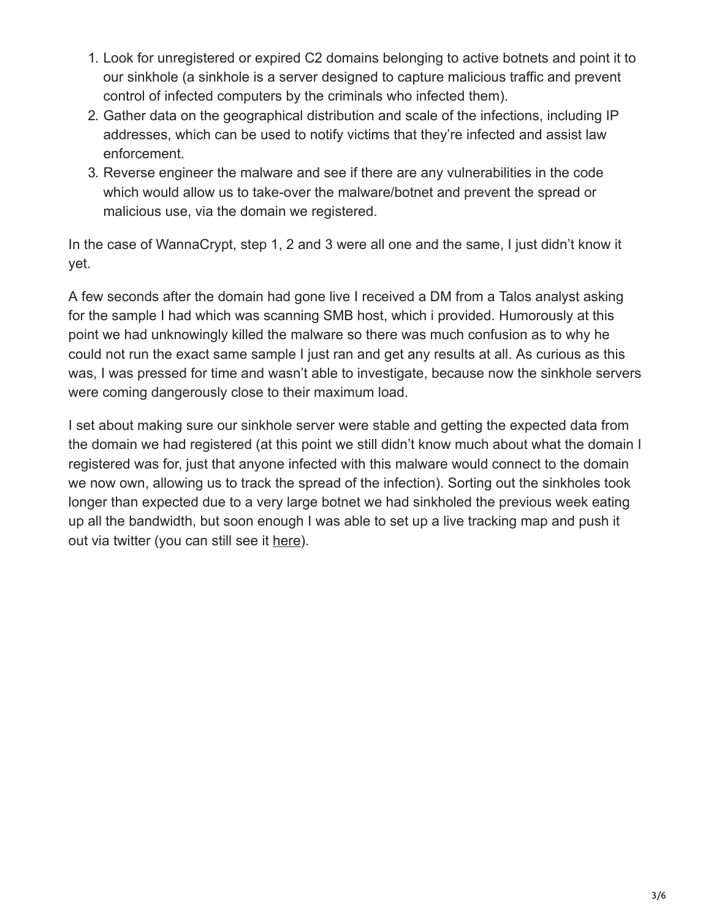1. Look for unregistered or expired C2 domains belonging to active botnets and point it to our sinkhole (a sinkhole is a server designed to capture malicious traffic and prevent control of infected computers by the criminals who infected them).
2. Gather data on the geographical distribution and scale of the infections, including IP addresses, which can be used to notify victims that they're infected and assist law enforcement.
3. Reverse engineer the malware and see if there are any vulnerabilities in the code which would allow us to take-over the malware/botnet and prevent the spread or malicious use, via the domain we registered.

In the case of WannaCrypt, step 1, 2 and 3 were all one and the same, I just didn't know it yet.

A few seconds after the domain had gone live I received a DM from a Talos analyst asking for the sample I had which was scanning SMB host, which i provided. Humorously at this point we had unknowingly killed the malware so there was much confusion as to why he could not run the exact same sample I just ran and get any results at all. As curious as this was, I was pressed for time and wasn't able to investigate, because now the sinkhole servers were coming dangerously close to their maximum load.

I set about making sure our sinkhole server were stable and getting the expected data from the domain we had registered (at this point we still didn't know much about what the domain I registered was for, just that anyone infected with this malware would connect to the domain we now own, allowing us to track the spread of the infection). Sorting out the sinkholes took longer than expected due to a very large botnet we had sinkholed the previous week eating up all the bandwidth, but soon enough I was able to set up a live tracking map and push it out via twitter (you can still see it here).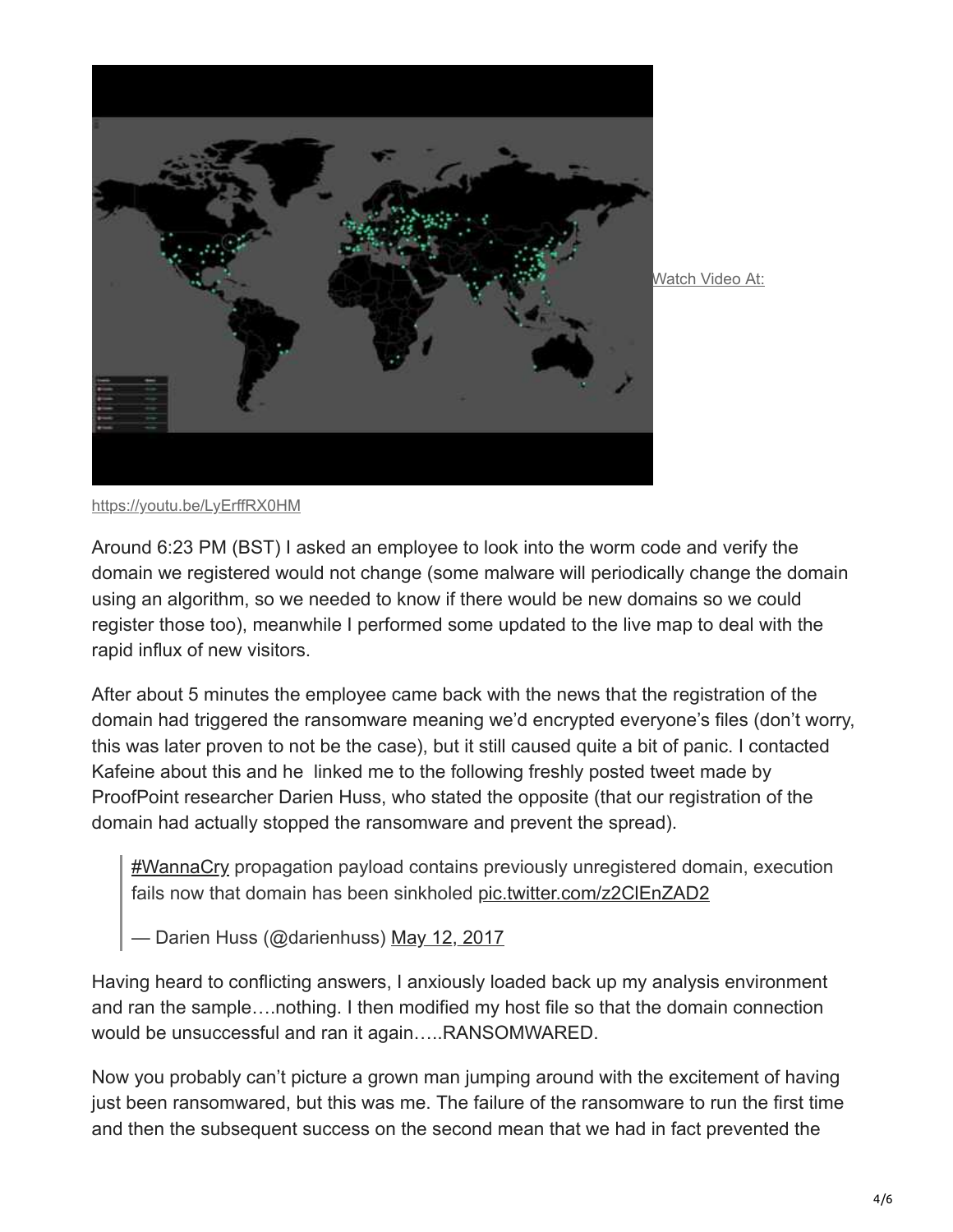Watch Video At:

https://youtu.be/LyErffRX0HM

Around 6:23 PM (BST) I asked an employee to look into the worm code and verify the domain we registered would not change (some malware will periodically change the domain using an algorithm, so we needed to know if there would be new domains so we could register those too), meanwhile I performed some updated to the live map to deal with the rapid influx of new visitors.

After about 5 minutes the employee came back with the news that the registration of the domain had triggered the ransomware meaning we'd encrypted everyone's files (don't worry, this was later proven to not be the case), but it still caused quite a bit of panic. I contacted Kafeine about this and he linked me to the following freshly posted tweet made by ProofPoint researcher Darien Huss, who stated the opposite (that our registration of the domain had actually stopped the ransomware and prevent the spread).

> #WannaCry propagation payload contains previously unregistered domain, execution fails now that domain has been sinkholed pic.twitter.com/z2ClEnZAD2
>
> — Darien Huss (@darienhuss) May 12, 2017

Having heard to conflicting answers, I anxiously loaded back up my analysis environment and ran the sample….nothing. I then modified my host file so that the domain connection would be unsuccessful and ran it again…..RANSOMWARED.

Now you probably can't picture a grown man jumping around with the excitement of having just been ransomwared, but this was me. The failure of the ransomware to run the first time and then the subsequent success on the second mean that we had in fact prevented the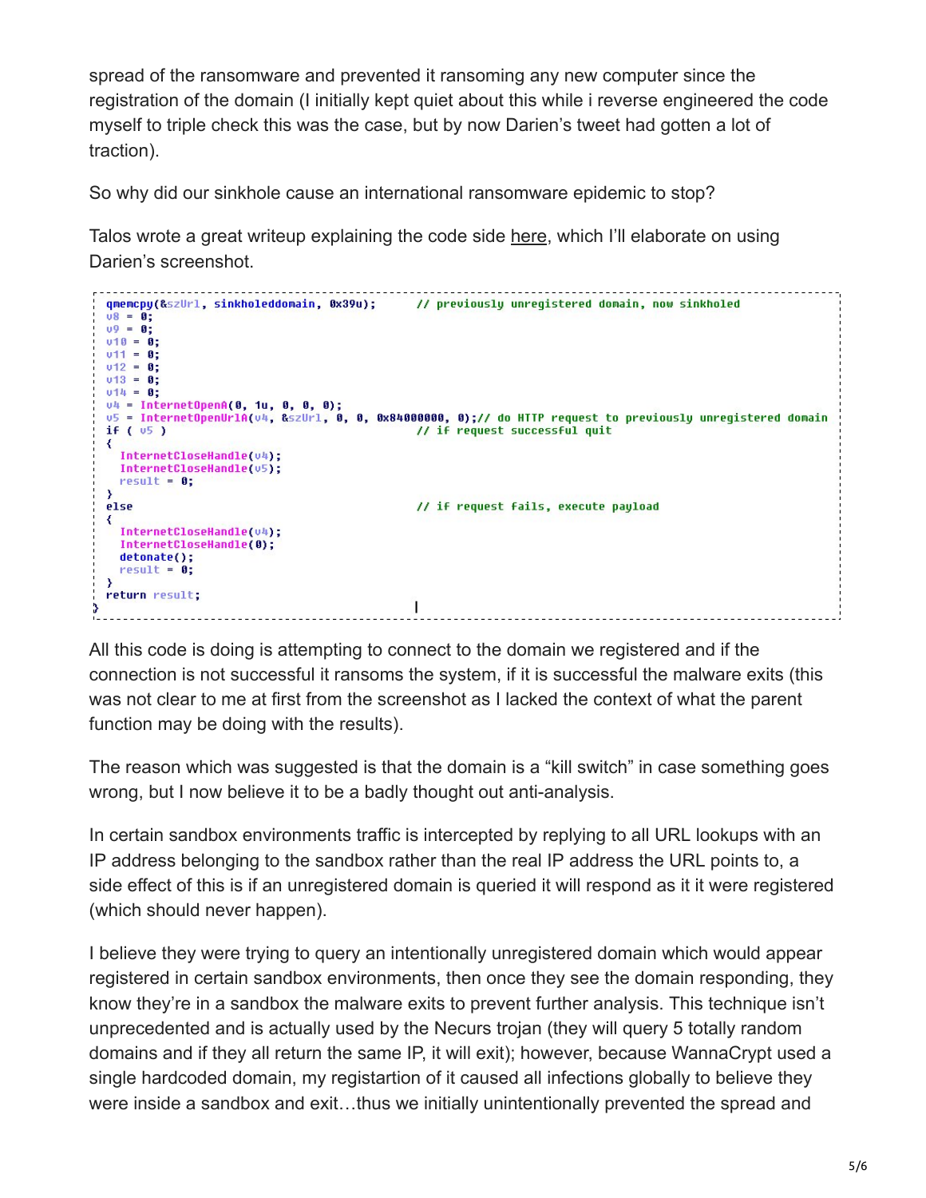spread of the ransomware and prevented it ransoming any new computer since the registration of the domain (I initially kept quiet about this while i reverse engineered the code myself to triple check this was the case, but by now Darien's tweet had gotten a lot of traction).

So why did our sinkhole cause an international ransomware epidemic to stop?

Talos wrote a great writeup explaining the code side here, which I'll elaborate on using Darien's screenshot.

```
qmemcpy(&szUrl, sinkholeddomain, 0x39u);      // previously unregistered domain, now sinkholed
v8 = 0;
v9 = 0;
v10 = 0;
v11 = 0;
v12 = 0;
v13 = 0;
v14 = 0;
v4 = InternetOpenA(0, 1u, 0, 0, 0);
v5 = InternetOpenUrlA(v4, &szUrl, 0, 0, 0x84000000, 0);// do HTTP request to previously unregistered domain
if ( v5 )                                     // if request successful quit
{
  InternetCloseHandle(v4);
  InternetCloseHandle(v5);
  result = 0;
}
else                                          // if request fails, execute payload
{
  InternetCloseHandle(v4);
  InternetCloseHandle(0);
  detonate();
  result = 0;
}
return result;
}
```

All this code is doing is attempting to connect to the domain we registered and if the connection is not successful it ransoms the system, if it is successful the malware exits (this was not clear to me at first from the screenshot as I lacked the context of what the parent function may be doing with the results).

The reason which was suggested is that the domain is a "kill switch" in case something goes wrong, but I now believe it to be a badly thought out anti-analysis.

In certain sandbox environments traffic is intercepted by replying to all URL lookups with an IP address belonging to the sandbox rather than the real IP address the URL points to, a side effect of this is if an unregistered domain is queried it will respond as it it were registered (which should never happen).

I believe they were trying to query an intentionally unregistered domain which would appear registered in certain sandbox environments, then once they see the domain responding, they know they're in a sandbox the malware exits to prevent further analysis. This technique isn't unprecedented and is actually used by the Necurs trojan (they will query 5 totally random domains and if they all return the same IP, it will exit); however, because WannaCrypt used a single hardcoded domain, my registartion of it caused all infections globally to believe they were inside a sandbox and exit…thus we initially unintentionally prevented the spread and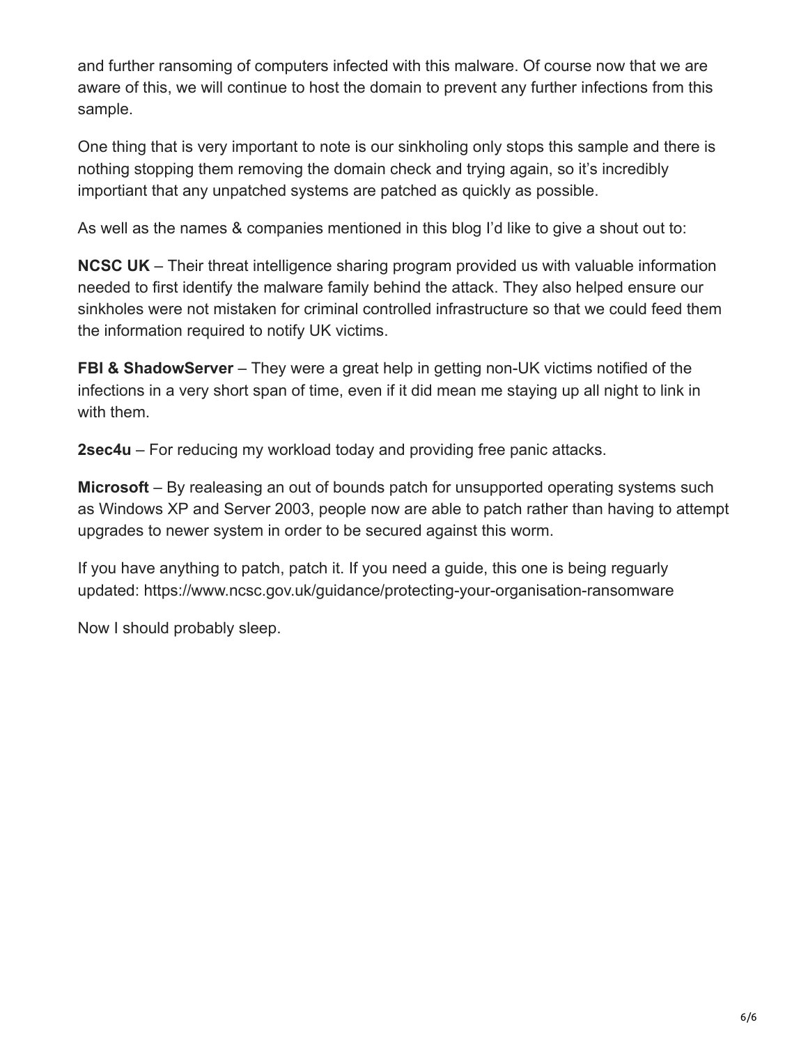and further ransoming of computers infected with this malware. Of course now that we are aware of this, we will continue to host the domain to prevent any further infections from this sample.

One thing that is very important to note is our sinkholing only stops this sample and there is nothing stopping them removing the domain check and trying again, so it's incredibly importiant that any unpatched systems are patched as quickly as possible.

As well as the names & companies mentioned in this blog I'd like to give a shout out to:

**NCSC UK** – Their threat intelligence sharing program provided us with valuable information needed to first identify the malware family behind the attack. They also helped ensure our sinkholes were not mistaken for criminal controlled infrastructure so that we could feed them the information required to notify UK victims.

**FBI & ShadowServer** – They were a great help in getting non-UK victims notified of the infections in a very short span of time, even if it did mean me staying up all night to link in with them.

**2sec4u** – For reducing my workload today and providing free panic attacks.

**Microsoft** – By realeasing an out of bounds patch for unsupported operating systems such as Windows XP and Server 2003, people now are able to patch rather than having to attempt upgrades to newer system in order to be secured against this worm.

If you have anything to patch, patch it. If you need a guide, this one is being reguarly updated: https://www.ncsc.gov.uk/guidance/protecting-your-organisation-ransomware

Now I should probably sleep.